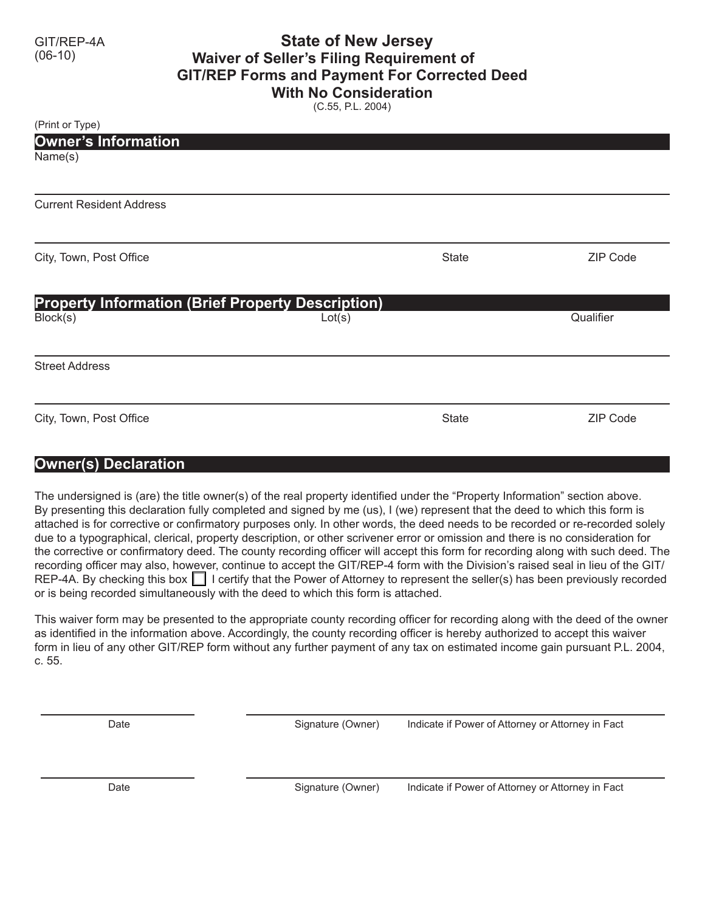GIT/REP-4A
(06-10)

# State of New Jersey
## Waiver of Seller's Filing Requirement of GIT/REP Forms and Payment For Corrected Deed With No Consideration

(C.55, P.L. 2004)

(Print or Type)

## Owner's Information

Name(s)

Current Resident Address

| City, Town, Post Office | State | ZIP Code |
|---|---|---|
| | | |

## Property Information (Brief Property Description)

| Block(s) | Lot(s) | Qualifier |
|---|---|---|
| | | |

Street Address

| City, Town, Post Office | State | ZIP Code |
|---|---|---|
| | | |

## Owner(s) Declaration

The undersigned is (are) the title owner(s) of the real property identified under the "Property Information" section above. By presenting this declaration fully completed and signed by me (us), I (we) represent that the deed to which this form is attached is for corrective or confirmatory purposes only. In other words, the deed needs to be recorded or re-recorded solely due to a typographical, clerical, property description, or other scrivener error or omission and there is no consideration for the corrective or confirmatory deed. The county recording officer will accept this form for recording along with such deed. The recording officer may also, however, continue to accept the GIT/REP-4 form with the Division's raised seal in lieu of the GIT/REP-4A. By checking this box ☐ I certify that the Power of Attorney to represent the seller(s) has been previously recorded or is being recorded simultaneously with the deed to which this form is attached.

This waiver form may be presented to the appropriate county recording officer for recording along with the deed of the owner as identified in the information above. Accordingly, the county recording officer is hereby authorized to accept this waiver form in lieu of any other GIT/REP form without any further payment of any tax on estimated income gain pursuant P.L. 2004, c. 55.

| Date | Signature (Owner) | Indicate if Power of Attorney or Attorney in Fact |
|---|---|---|
| | | |

| Date | Signature (Owner) | Indicate if Power of Attorney or Attorney in Fact |
|---|---|---|
| | | |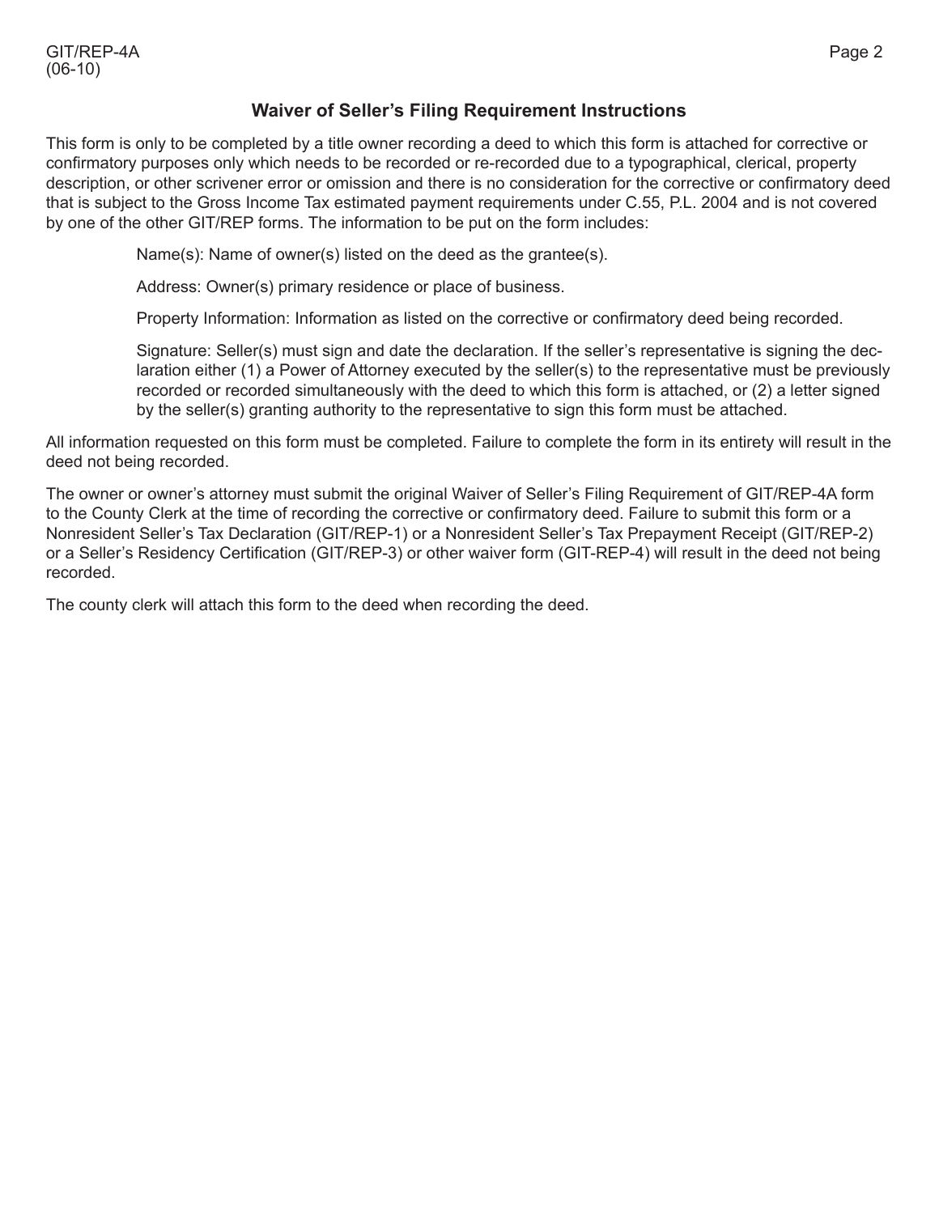## Waiver of Seller's Filing Requirement Instructions

This form is only to be completed by a title owner recording a deed to which this form is attached for corrective or confirmatory purposes only which needs to be recorded or re-recorded due to a typographical, clerical, property description, or other scrivener error or omission and there is no consideration for the corrective or confirmatory deed that is subject to the Gross Income Tax estimated payment requirements under C.55, P.L. 2004 and is not covered by one of the other GIT/REP forms. The information to be put on the form includes:

Name(s): Name of owner(s) listed on the deed as the grantee(s).

Address: Owner(s) primary residence or place of business.

Property Information: Information as listed on the corrective or confirmatory deed being recorded.

Signature: Seller(s) must sign and date the declaration. If the seller's representative is signing the declaration either (1) a Power of Attorney executed by the seller(s) to the representative must be previously recorded or recorded simultaneously with the deed to which this form is attached, or (2) a letter signed by the seller(s) granting authority to the representative to sign this form must be attached.

All information requested on this form must be completed. Failure to complete the form in its entirety will result in the deed not being recorded.

The owner or owner's attorney must submit the original Waiver of Seller's Filing Requirement of GIT/REP-4A form to the County Clerk at the time of recording the corrective or confirmatory deed. Failure to submit this form or a Nonresident Seller's Tax Declaration (GIT/REP-1) or a Nonresident Seller's Tax Prepayment Receipt (GIT/REP-2) or a Seller's Residency Certification (GIT/REP-3) or other waiver form (GIT-REP-4) will result in the deed not being recorded.

The county clerk will attach this form to the deed when recording the deed.